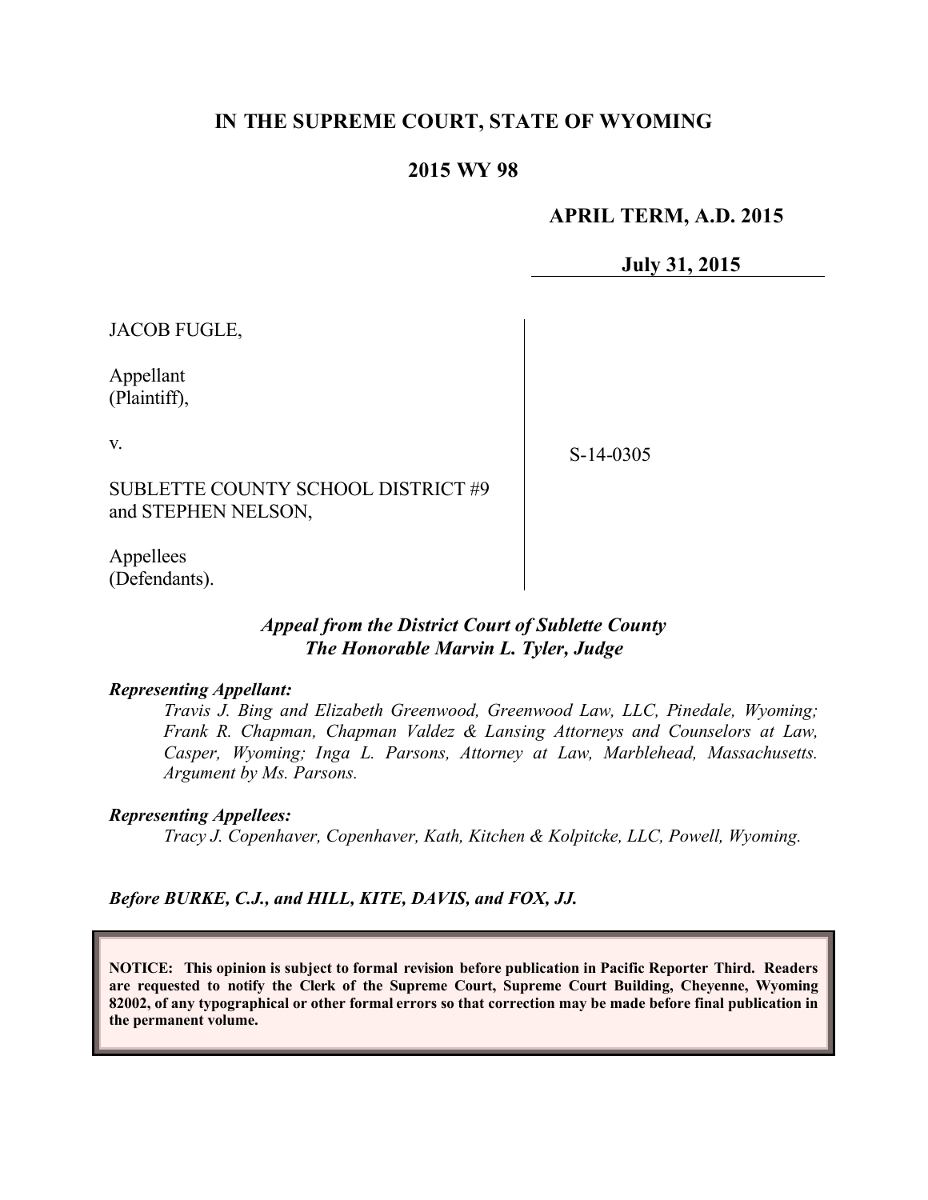# IN THE SUPREME COURT, STATE OF WYOMING

## 2015 WY 98

**APRIL TERM, A.D. 2015**

**July 31, 2015**

| | |
|---|---|
| JACOB FUGLE,<br><br>Appellant<br>(Plaintiff),<br><br>v.<br><br>SUBLETTE COUNTY SCHOOL DISTRICT #9 and STEPHEN NELSON,<br><br>Appellees<br>(Defendants). | S-14-0305 |

***Appeal from the District Court of Sublette County***
***The Honorable Marvin L. Tyler, Judge***

***Representing Appellant:***

*Travis J. Bing and Elizabeth Greenwood, Greenwood Law, LLC, Pinedale, Wyoming; Frank R. Chapman, Chapman Valdez & Lansing Attorneys and Counselors at Law, Casper, Wyoming; Inga L. Parsons, Attorney at Law, Marblehead, Massachusetts. Argument by Ms. Parsons.*

***Representing Appellees:***

*Tracy J. Copenhaver, Copenhaver, Kath, Kitchen & Kolpitcke, LLC, Powell, Wyoming.*

***Before BURKE, C.J., and HILL, KITE, DAVIS, and FOX, JJ.***

**NOTICE: This opinion is subject to formal revision before publication in Pacific Reporter Third. Readers are requested to notify the Clerk of the Supreme Court, Supreme Court Building, Cheyenne, Wyoming 82002, of any typographical or other formal errors so that correction may be made before final publication in the permanent volume.**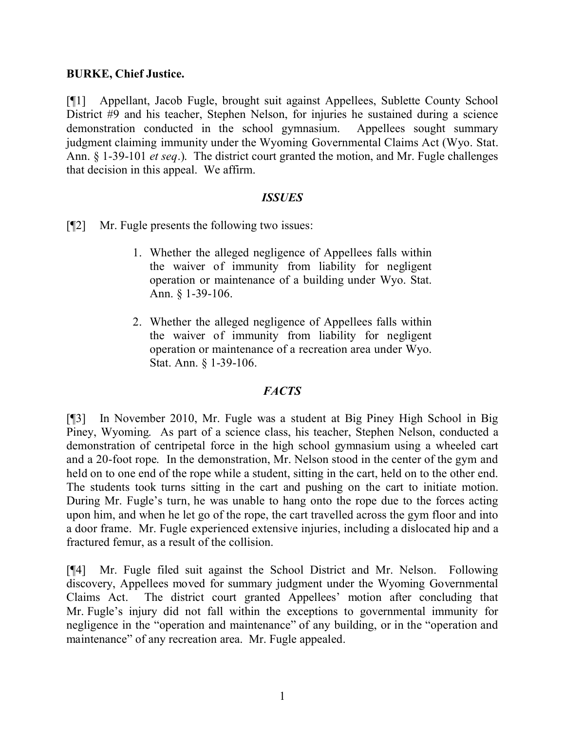**BURKE, Chief Justice.**

[¶1] Appellant, Jacob Fugle, brought suit against Appellees, Sublette County School District #9 and his teacher, Stephen Nelson, for injuries he sustained during a science demonstration conducted in the school gymnasium. Appellees sought summary judgment claiming immunity under the Wyoming Governmental Claims Act (Wyo. Stat. Ann. § 1-39-101 *et seq*.). The district court granted the motion, and Mr. Fugle challenges that decision in this appeal. We affirm.

### *ISSUES*

[¶2] Mr. Fugle presents the following two issues:

> 1. Whether the alleged negligence of Appellees falls within the waiver of immunity from liability for negligent operation or maintenance of a building under Wyo. Stat. Ann. § 1-39-106.
>
> 2. Whether the alleged negligence of Appellees falls within the waiver of immunity from liability for negligent operation or maintenance of a recreation area under Wyo. Stat. Ann. § 1-39-106.

### *FACTS*

[¶3] In November 2010, Mr. Fugle was a student at Big Piney High School in Big Piney, Wyoming. As part of a science class, his teacher, Stephen Nelson, conducted a demonstration of centripetal force in the high school gymnasium using a wheeled cart and a 20-foot rope. In the demonstration, Mr. Nelson stood in the center of the gym and held on to one end of the rope while a student, sitting in the cart, held on to the other end. The students took turns sitting in the cart and pushing on the cart to initiate motion. During Mr. Fugle's turn, he was unable to hang onto the rope due to the forces acting upon him, and when he let go of the rope, the cart travelled across the gym floor and into a door frame. Mr. Fugle experienced extensive injuries, including a dislocated hip and a fractured femur, as a result of the collision.

[¶4] Mr. Fugle filed suit against the School District and Mr. Nelson. Following discovery, Appellees moved for summary judgment under the Wyoming Governmental Claims Act. The district court granted Appellees' motion after concluding that Mr. Fugle's injury did not fall within the exceptions to governmental immunity for negligence in the "operation and maintenance" of any building, or in the "operation and maintenance" of any recreation area. Mr. Fugle appealed.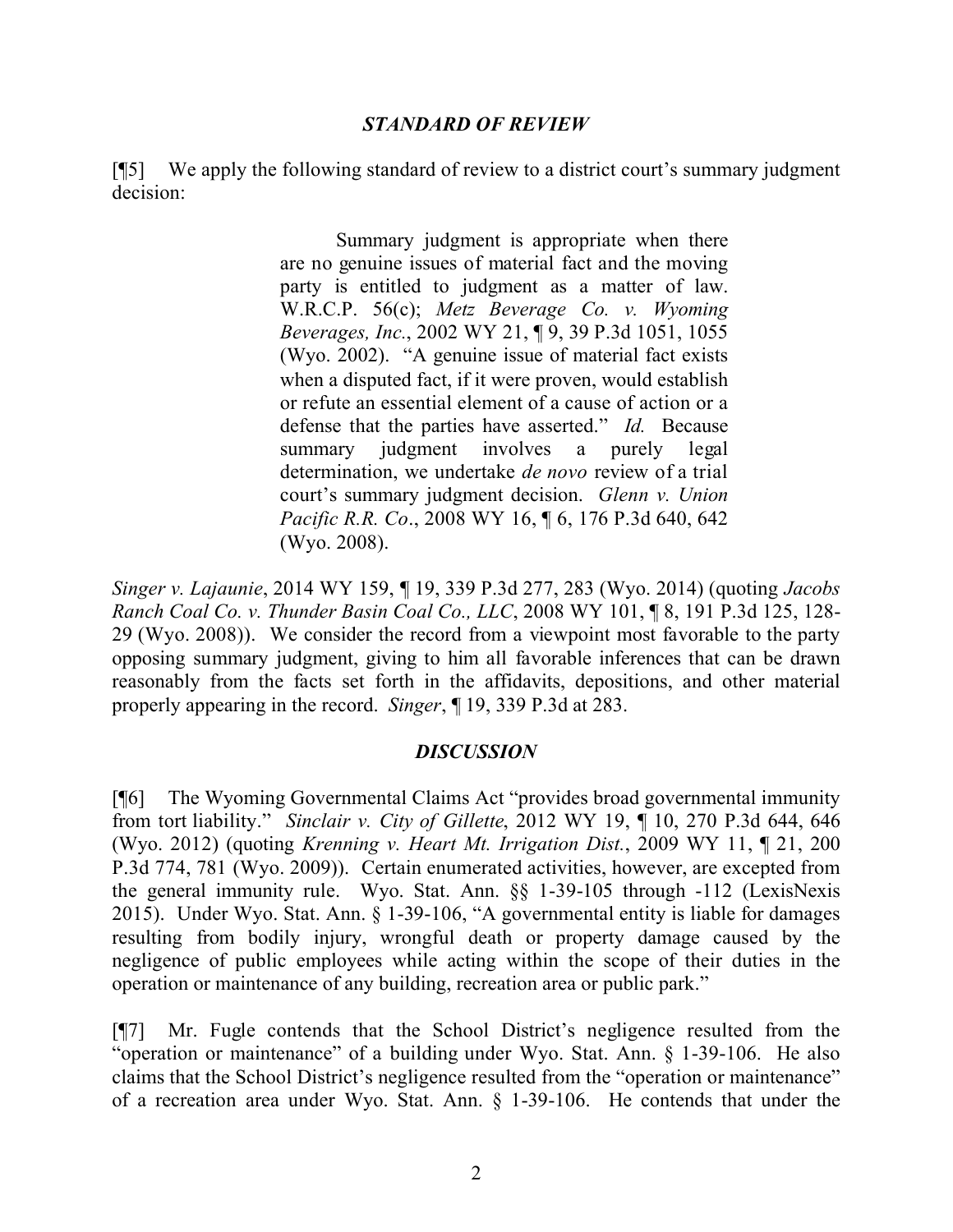## ***STANDARD OF REVIEW***

[¶5] We apply the following standard of review to a district court's summary judgment decision:

> Summary judgment is appropriate when there are no genuine issues of material fact and the moving party is entitled to judgment as a matter of law. W.R.C.P. 56(c); *Metz Beverage Co. v. Wyoming Beverages, Inc.*, 2002 WY 21, ¶ 9, 39 P.3d 1051, 1055 (Wyo. 2002). "A genuine issue of material fact exists when a disputed fact, if it were proven, would establish or refute an essential element of a cause of action or a defense that the parties have asserted." *Id.* Because summary judgment involves a purely legal determination, we undertake *de novo* review of a trial court's summary judgment decision. *Glenn v. Union Pacific R.R. Co*., 2008 WY 16, ¶ 6, 176 P.3d 640, 642 (Wyo. 2008).

*Singer v. Lajaunie*, 2014 WY 159, ¶ 19, 339 P.3d 277, 283 (Wyo. 2014) (quoting *Jacobs Ranch Coal Co. v. Thunder Basin Coal Co., LLC*, 2008 WY 101, ¶ 8, 191 P.3d 125, 128-29 (Wyo. 2008)). We consider the record from a viewpoint most favorable to the party opposing summary judgment, giving to him all favorable inferences that can be drawn reasonably from the facts set forth in the affidavits, depositions, and other material properly appearing in the record. *Singer*, ¶ 19, 339 P.3d at 283.

## ***DISCUSSION***

[¶6] The Wyoming Governmental Claims Act "provides broad governmental immunity from tort liability." *Sinclair v. City of Gillette*, 2012 WY 19, ¶ 10, 270 P.3d 644, 646 (Wyo. 2012) (quoting *Krenning v. Heart Mt. Irrigation Dist.*, 2009 WY 11, ¶ 21, 200 P.3d 774, 781 (Wyo. 2009)). Certain enumerated activities, however, are excepted from the general immunity rule. Wyo. Stat. Ann. §§ 1-39-105 through -112 (LexisNexis 2015). Under Wyo. Stat. Ann. § 1-39-106, "A governmental entity is liable for damages resulting from bodily injury, wrongful death or property damage caused by the negligence of public employees while acting within the scope of their duties in the operation or maintenance of any building, recreation area or public park."

[¶7] Mr. Fugle contends that the School District's negligence resulted from the "operation or maintenance" of a building under Wyo. Stat. Ann. § 1-39-106. He also claims that the School District's negligence resulted from the "operation or maintenance" of a recreation area under Wyo. Stat. Ann. § 1-39-106. He contends that under the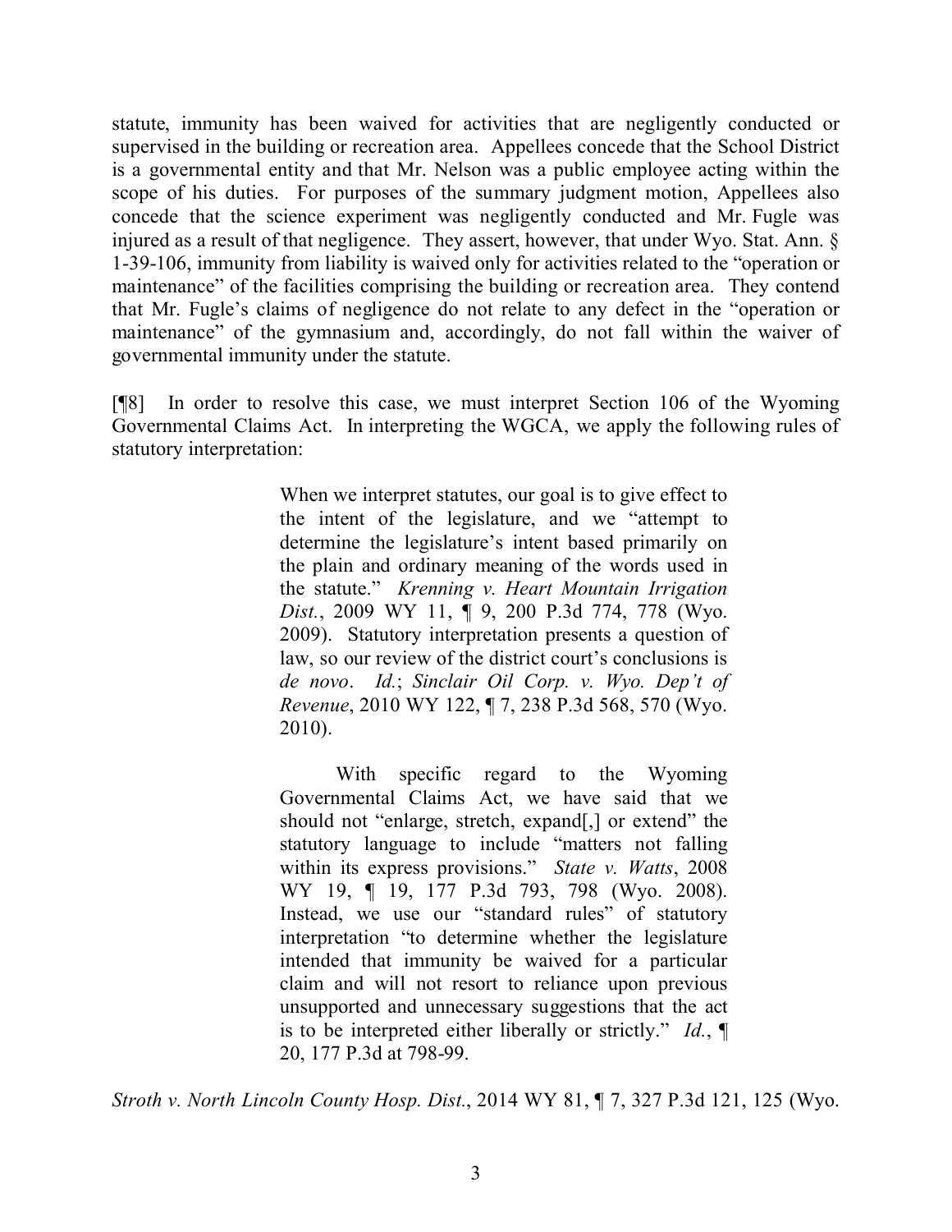statute, immunity has been waived for activities that are negligently conducted or supervised in the building or recreation area. Appellees concede that the School District is a governmental entity and that Mr. Nelson was a public employee acting within the scope of his duties. For purposes of the summary judgment motion, Appellees also concede that the science experiment was negligently conducted and Mr. Fugle was injured as a result of that negligence. They assert, however, that under Wyo. Stat. Ann. § 1-39-106, immunity from liability is waived only for activities related to the "operation or maintenance" of the facilities comprising the building or recreation area. They contend that Mr. Fugle's claims of negligence do not relate to any defect in the "operation or maintenance" of the gymnasium and, accordingly, do not fall within the waiver of governmental immunity under the statute.

[¶8] In order to resolve this case, we must interpret Section 106 of the Wyoming Governmental Claims Act. In interpreting the WGCA, we apply the following rules of statutory interpretation:

> When we interpret statutes, our goal is to give effect to the intent of the legislature, and we "attempt to determine the legislature's intent based primarily on the plain and ordinary meaning of the words used in the statute." *Krenning v. Heart Mountain Irrigation Dist.*, 2009 WY 11, ¶ 9, 200 P.3d 774, 778 (Wyo. 2009). Statutory interpretation presents a question of law, so our review of the district court's conclusions is *de novo*. *Id.*; *Sinclair Oil Corp. v. Wyo. Dep't of Revenue*, 2010 WY 122, ¶ 7, 238 P.3d 568, 570 (Wyo. 2010).
>
> With specific regard to the Wyoming Governmental Claims Act, we have said that we should not "enlarge, stretch, expand[,] or extend" the statutory language to include "matters not falling within its express provisions." *State v. Watts*, 2008 WY 19, ¶ 19, 177 P.3d 793, 798 (Wyo. 2008). Instead, we use our "standard rules" of statutory interpretation "to determine whether the legislature intended that immunity be waived for a particular claim and will not resort to reliance upon previous unsupported and unnecessary suggestions that the act is to be interpreted either liberally or strictly." *Id.*, ¶ 20, 177 P.3d at 798-99.

*Stroth v. North Lincoln County Hosp. Dist.*, 2014 WY 81, ¶ 7, 327 P.3d 121, 125 (Wyo.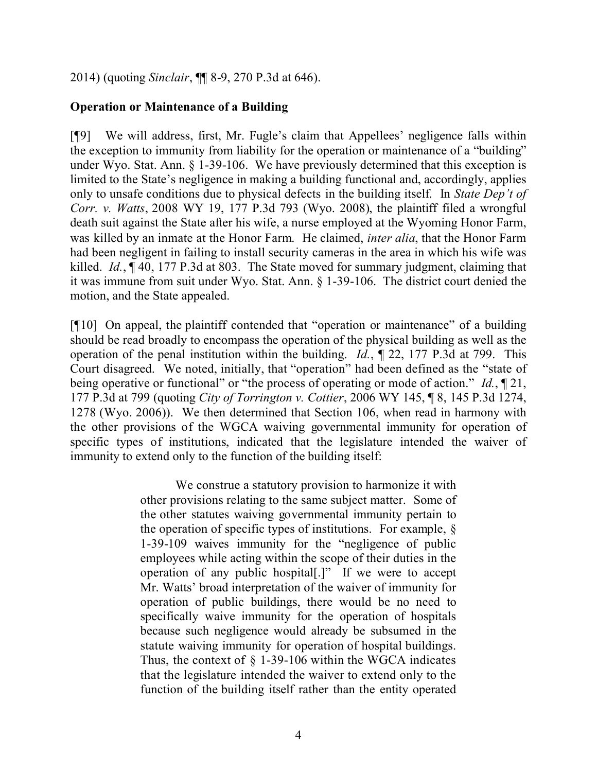2014) (quoting *Sinclair*, ¶¶ 8-9, 270 P.3d at 646).

**Operation or Maintenance of a Building**

[¶9] We will address, first, Mr. Fugle's claim that Appellees' negligence falls within the exception to immunity from liability for the operation or maintenance of a "building" under Wyo. Stat. Ann. § 1-39-106. We have previously determined that this exception is limited to the State's negligence in making a building functional and, accordingly, applies only to unsafe conditions due to physical defects in the building itself. In *State Dep't of Corr. v. Watts*, 2008 WY 19, 177 P.3d 793 (Wyo. 2008), the plaintiff filed a wrongful death suit against the State after his wife, a nurse employed at the Wyoming Honor Farm, was killed by an inmate at the Honor Farm. He claimed, *inter alia*, that the Honor Farm had been negligent in failing to install security cameras in the area in which his wife was killed. *Id.*, ¶ 40, 177 P.3d at 803. The State moved for summary judgment, claiming that it was immune from suit under Wyo. Stat. Ann. § 1-39-106. The district court denied the motion, and the State appealed.

[¶10] On appeal, the plaintiff contended that "operation or maintenance" of a building should be read broadly to encompass the operation of the physical building as well as the operation of the penal institution within the building. *Id.*, ¶ 22, 177 P.3d at 799. This Court disagreed. We noted, initially, that "operation" had been defined as the "state of being operative or functional" or "the process of operating or mode of action." *Id.*, ¶ 21, 177 P.3d at 799 (quoting *City of Torrington v. Cottier*, 2006 WY 145, ¶ 8, 145 P.3d 1274, 1278 (Wyo. 2006)). We then determined that Section 106, when read in harmony with the other provisions of the WGCA waiving governmental immunity for operation of specific types of institutions, indicated that the legislature intended the waiver of immunity to extend only to the function of the building itself:

> We construe a statutory provision to harmonize it with other provisions relating to the same subject matter. Some of the other statutes waiving governmental immunity pertain to the operation of specific types of institutions. For example, § 1-39-109 waives immunity for the "negligence of public employees while acting within the scope of their duties in the operation of any public hospital[.]" If we were to accept Mr. Watts' broad interpretation of the waiver of immunity for operation of public buildings, there would be no need to specifically waive immunity for the operation of hospitals because such negligence would already be subsumed in the statute waiving immunity for operation of hospital buildings. Thus, the context of § 1-39-106 within the WGCA indicates that the legislature intended the waiver to extend only to the function of the building itself rather than the entity operated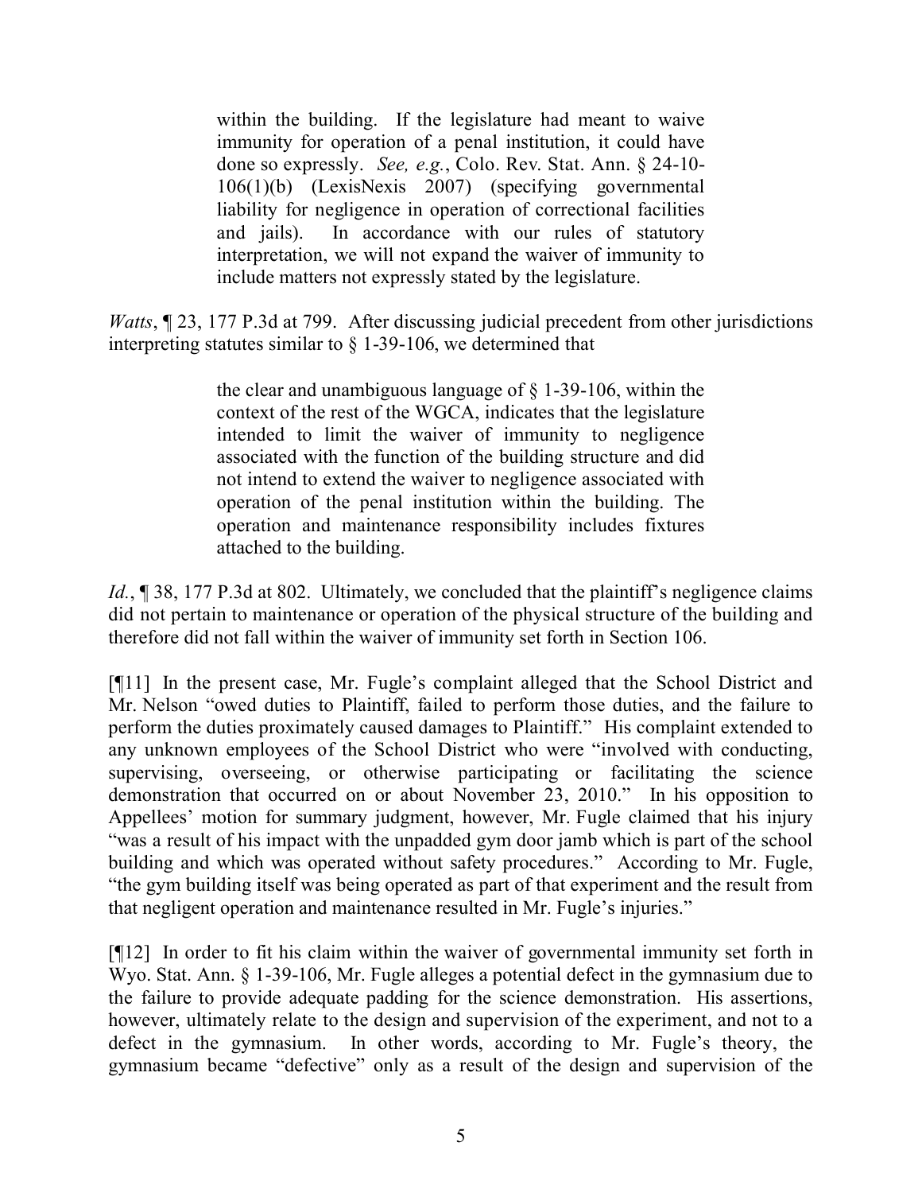> within the building. If the legislature had meant to waive immunity for operation of a penal institution, it could have done so expressly. *See, e.g.*, Colo. Rev. Stat. Ann. § 24-10-106(1)(b) (LexisNexis 2007) (specifying governmental liability for negligence in operation of correctional facilities and jails). In accordance with our rules of statutory interpretation, we will not expand the waiver of immunity to include matters not expressly stated by the legislature.

*Watts*, ¶ 23, 177 P.3d at 799. After discussing judicial precedent from other jurisdictions interpreting statutes similar to § 1-39-106, we determined that

> the clear and unambiguous language of § 1-39-106, within the context of the rest of the WGCA, indicates that the legislature intended to limit the waiver of immunity to negligence associated with the function of the building structure and did not intend to extend the waiver to negligence associated with operation of the penal institution within the building. The operation and maintenance responsibility includes fixtures attached to the building.

*Id.*, ¶ 38, 177 P.3d at 802. Ultimately, we concluded that the plaintiff's negligence claims did not pertain to maintenance or operation of the physical structure of the building and therefore did not fall within the waiver of immunity set forth in Section 106.

[¶11] In the present case, Mr. Fugle's complaint alleged that the School District and Mr. Nelson "owed duties to Plaintiff, failed to perform those duties, and the failure to perform the duties proximately caused damages to Plaintiff." His complaint extended to any unknown employees of the School District who were "involved with conducting, supervising, overseeing, or otherwise participating or facilitating the science demonstration that occurred on or about November 23, 2010." In his opposition to Appellees' motion for summary judgment, however, Mr. Fugle claimed that his injury "was a result of his impact with the unpadded gym door jamb which is part of the school building and which was operated without safety procedures." According to Mr. Fugle, "the gym building itself was being operated as part of that experiment and the result from that negligent operation and maintenance resulted in Mr. Fugle's injuries."

[¶12] In order to fit his claim within the waiver of governmental immunity set forth in Wyo. Stat. Ann. § 1-39-106, Mr. Fugle alleges a potential defect in the gymnasium due to the failure to provide adequate padding for the science demonstration. His assertions, however, ultimately relate to the design and supervision of the experiment, and not to a defect in the gymnasium. In other words, according to Mr. Fugle's theory, the gymnasium became "defective" only as a result of the design and supervision of the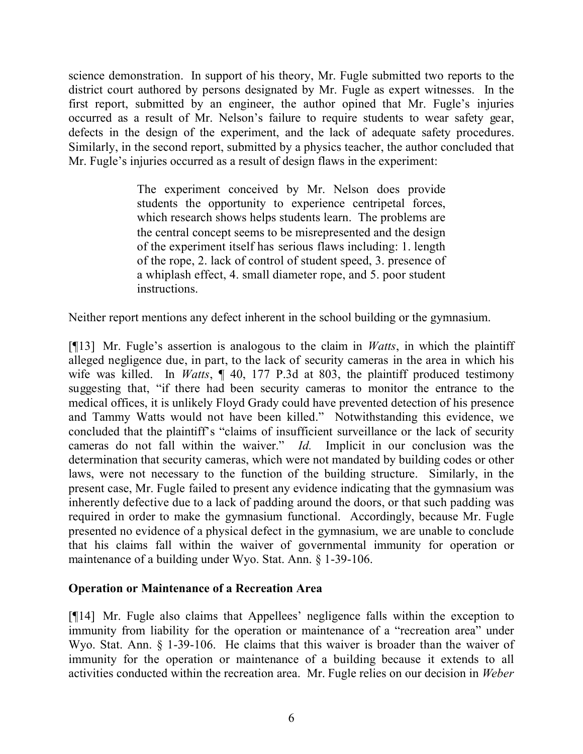science demonstration. In support of his theory, Mr. Fugle submitted two reports to the district court authored by persons designated by Mr. Fugle as expert witnesses. In the first report, submitted by an engineer, the author opined that Mr. Fugle's injuries occurred as a result of Mr. Nelson's failure to require students to wear safety gear, defects in the design of the experiment, and the lack of adequate safety procedures. Similarly, in the second report, submitted by a physics teacher, the author concluded that Mr. Fugle's injuries occurred as a result of design flaws in the experiment:

> The experiment conceived by Mr. Nelson does provide students the opportunity to experience centripetal forces, which research shows helps students learn. The problems are the central concept seems to be misrepresented and the design of the experiment itself has serious flaws including: 1. length of the rope, 2. lack of control of student speed, 3. presence of a whiplash effect, 4. small diameter rope, and 5. poor student instructions.

Neither report mentions any defect inherent in the school building or the gymnasium.

[¶13] Mr. Fugle's assertion is analogous to the claim in *Watts*, in which the plaintiff alleged negligence due, in part, to the lack of security cameras in the area in which his wife was killed. In *Watts*, ¶ 40, 177 P.3d at 803, the plaintiff produced testimony suggesting that, "if there had been security cameras to monitor the entrance to the medical offices, it is unlikely Floyd Grady could have prevented detection of his presence and Tammy Watts would not have been killed." Notwithstanding this evidence, we concluded that the plaintiff's "claims of insufficient surveillance or the lack of security cameras do not fall within the waiver." *Id.* Implicit in our conclusion was the determination that security cameras, which were not mandated by building codes or other laws, were not necessary to the function of the building structure. Similarly, in the present case, Mr. Fugle failed to present any evidence indicating that the gymnasium was inherently defective due to a lack of padding around the doors, or that such padding was required in order to make the gymnasium functional. Accordingly, because Mr. Fugle presented no evidence of a physical defect in the gymnasium, we are unable to conclude that his claims fall within the waiver of governmental immunity for operation or maintenance of a building under Wyo. Stat. Ann. § 1-39-106.

### Operation or Maintenance of a Recreation Area

[¶14] Mr. Fugle also claims that Appellees' negligence falls within the exception to immunity from liability for the operation or maintenance of a "recreation area" under Wyo. Stat. Ann. § 1-39-106. He claims that this waiver is broader than the waiver of immunity for the operation or maintenance of a building because it extends to all activities conducted within the recreation area. Mr. Fugle relies on our decision in *Weber*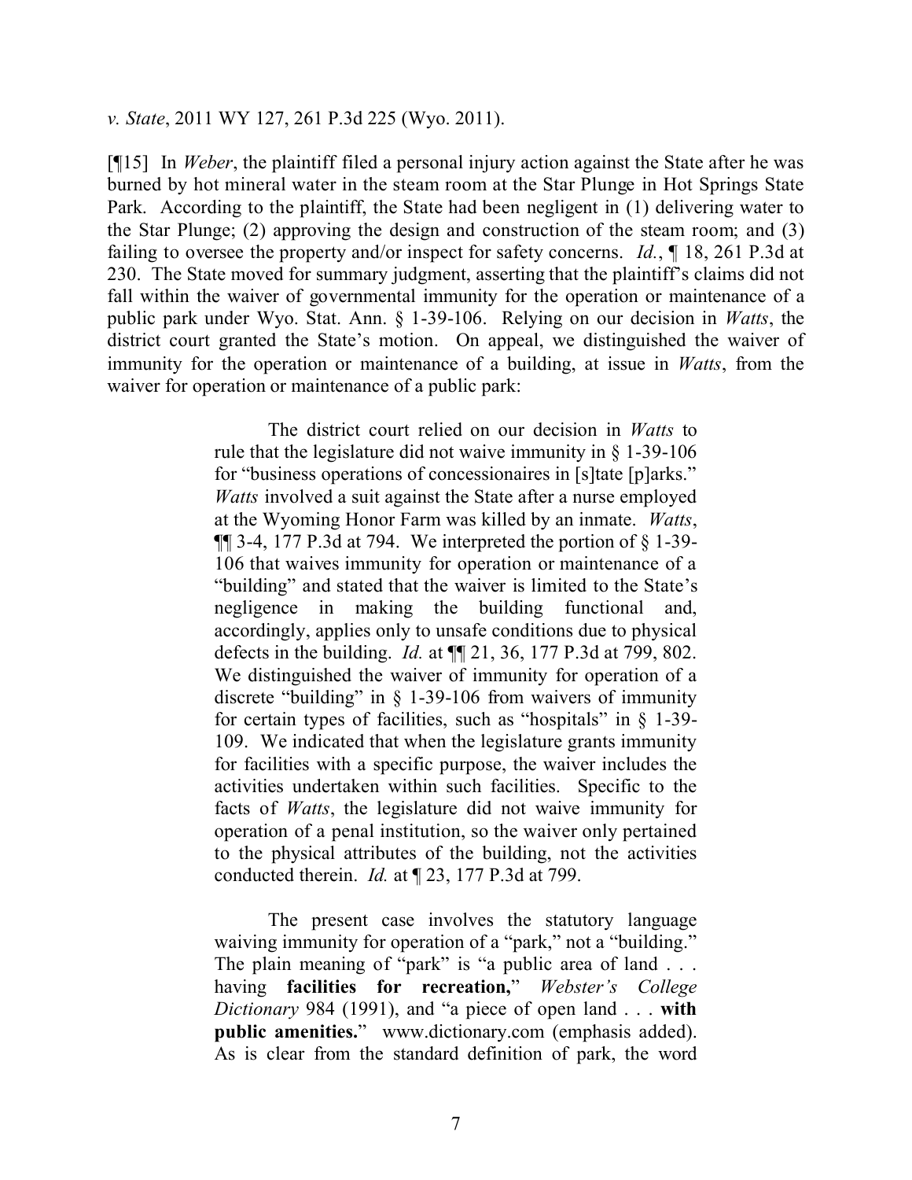*v. State*, 2011 WY 127, 261 P.3d 225 (Wyo. 2011).

[¶15] In *Weber*, the plaintiff filed a personal injury action against the State after he was burned by hot mineral water in the steam room at the Star Plunge in Hot Springs State Park. According to the plaintiff, the State had been negligent in (1) delivering water to the Star Plunge; (2) approving the design and construction of the steam room; and (3) failing to oversee the property and/or inspect for safety concerns. *Id.*, ¶ 18, 261 P.3d at 230. The State moved for summary judgment, asserting that the plaintiff's claims did not fall within the waiver of governmental immunity for the operation or maintenance of a public park under Wyo. Stat. Ann. § 1-39-106. Relying on our decision in *Watts*, the district court granted the State's motion. On appeal, we distinguished the waiver of immunity for the operation or maintenance of a building, at issue in *Watts*, from the waiver for operation or maintenance of a public park:

> The district court relied on our decision in *Watts* to rule that the legislature did not waive immunity in § 1-39-106 for "business operations of concessionaires in [s]tate [p]arks." *Watts* involved a suit against the State after a nurse employed at the Wyoming Honor Farm was killed by an inmate. *Watts*, ¶¶ 3-4, 177 P.3d at 794. We interpreted the portion of § 1-39-106 that waives immunity for operation or maintenance of a "building" and stated that the waiver is limited to the State's negligence in making the building functional and, accordingly, applies only to unsafe conditions due to physical defects in the building. *Id.* at ¶¶ 21, 36, 177 P.3d at 799, 802. We distinguished the waiver of immunity for operation of a discrete "building" in § 1-39-106 from waivers of immunity for certain types of facilities, such as "hospitals" in § 1-39-109. We indicated that when the legislature grants immunity for facilities with a specific purpose, the waiver includes the activities undertaken within such facilities. Specific to the facts of *Watts*, the legislature did not waive immunity for operation of a penal institution, so the waiver only pertained to the physical attributes of the building, not the activities conducted therein. *Id.* at ¶ 23, 177 P.3d at 799.
>
> The present case involves the statutory language waiving immunity for operation of a "park," not a "building." The plain meaning of "park" is "a public area of land . . . having **facilities for recreation,**" *Webster's College Dictionary* 984 (1991), and "a piece of open land . . . **with public amenities.**" www.dictionary.com (emphasis added). As is clear from the standard definition of park, the word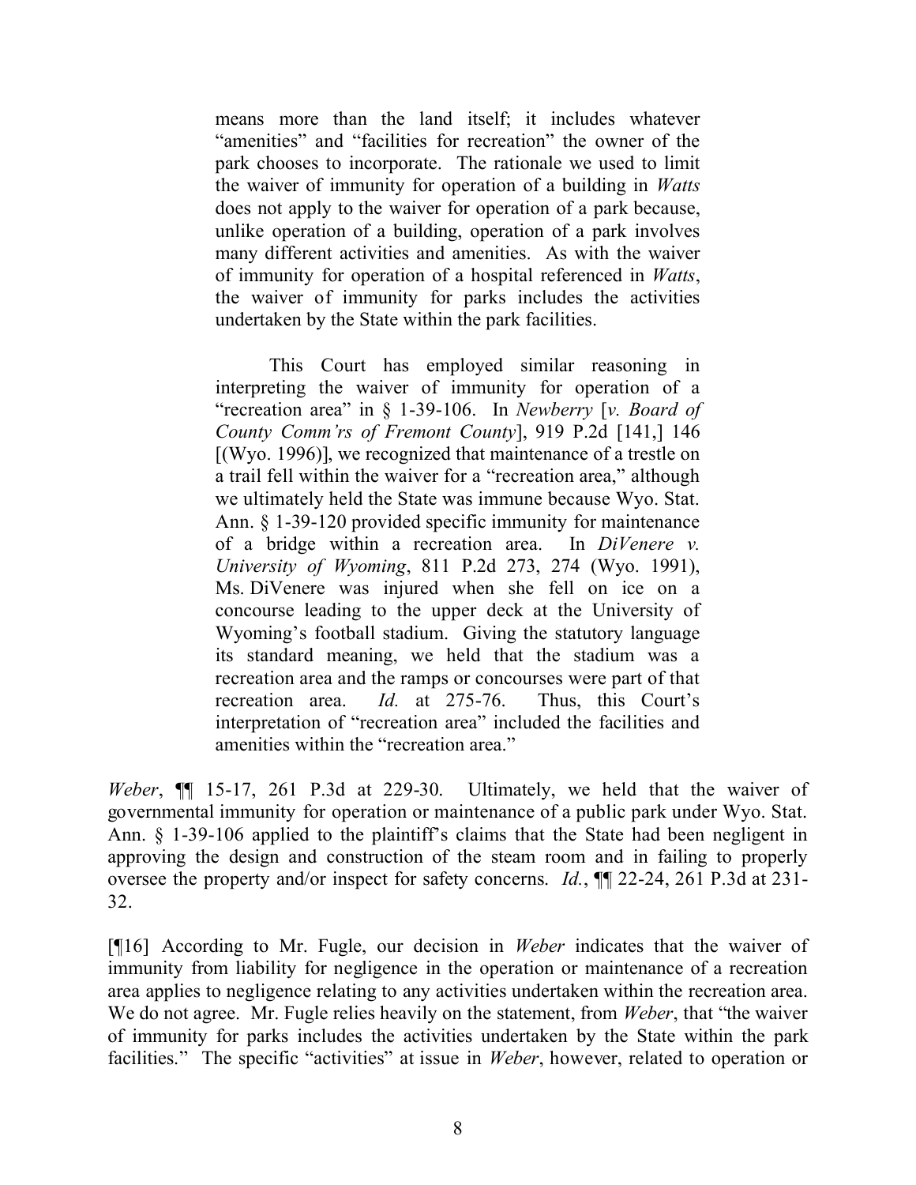> means more than the land itself; it includes whatever "amenities" and "facilities for recreation" the owner of the park chooses to incorporate. The rationale we used to limit the waiver of immunity for operation of a building in *Watts* does not apply to the waiver for operation of a park because, unlike operation of a building, operation of a park involves many different activities and amenities. As with the waiver of immunity for operation of a hospital referenced in *Watts*, the waiver of immunity for parks includes the activities undertaken by the State within the park facilities.
>
> This Court has employed similar reasoning in interpreting the waiver of immunity for operation of a "recreation area" in § 1-39-106. In *Newberry* [*v. Board of County Comm'rs of Fremont County*], 919 P.2d [141,] 146 [(Wyo. 1996)], we recognized that maintenance of a trestle on a trail fell within the waiver for a "recreation area," although we ultimately held the State was immune because Wyo. Stat. Ann. § 1-39-120 provided specific immunity for maintenance of a bridge within a recreation area. In *DiVenere v. University of Wyoming*, 811 P.2d 273, 274 (Wyo. 1991), Ms. DiVenere was injured when she fell on ice on a concourse leading to the upper deck at the University of Wyoming's football stadium. Giving the statutory language its standard meaning, we held that the stadium was a recreation area and the ramps or concourses were part of that recreation area. *Id.* at 275-76. Thus, this Court's interpretation of "recreation area" included the facilities and amenities within the "recreation area."

*Weber*, ¶¶ 15-17, 261 P.3d at 229-30. Ultimately, we held that the waiver of governmental immunity for operation or maintenance of a public park under Wyo. Stat. Ann. § 1-39-106 applied to the plaintiff's claims that the State had been negligent in approving the design and construction of the steam room and in failing to properly oversee the property and/or inspect for safety concerns. *Id.*, ¶¶ 22-24, 261 P.3d at 231-32.

[¶16] According to Mr. Fugle, our decision in *Weber* indicates that the waiver of immunity from liability for negligence in the operation or maintenance of a recreation area applies to negligence relating to any activities undertaken within the recreation area. We do not agree. Mr. Fugle relies heavily on the statement, from *Weber*, that "the waiver of immunity for parks includes the activities undertaken by the State within the park facilities." The specific "activities" at issue in *Weber*, however, related to operation or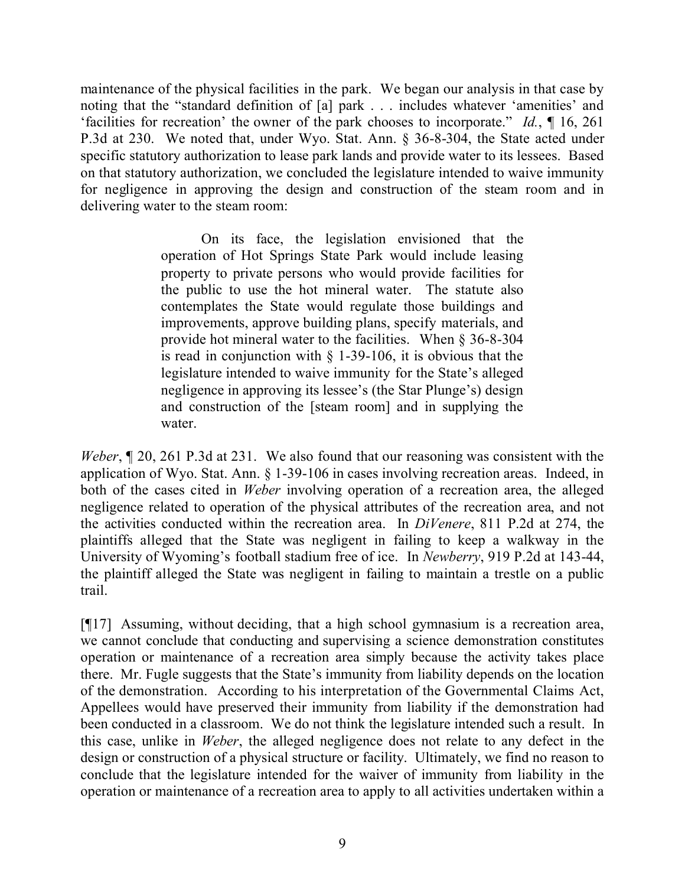maintenance of the physical facilities in the park. We began our analysis in that case by noting that the "standard definition of [a] park . . . includes whatever 'amenities' and 'facilities for recreation' the owner of the park chooses to incorporate." *Id.*, ¶ 16, 261 P.3d at 230. We noted that, under Wyo. Stat. Ann. § 36-8-304, the State acted under specific statutory authorization to lease park lands and provide water to its lessees. Based on that statutory authorization, we concluded the legislature intended to waive immunity for negligence in approving the design and construction of the steam room and in delivering water to the steam room:

> On its face, the legislation envisioned that the operation of Hot Springs State Park would include leasing property to private persons who would provide facilities for the public to use the hot mineral water. The statute also contemplates the State would regulate those buildings and improvements, approve building plans, specify materials, and provide hot mineral water to the facilities. When § 36-8-304 is read in conjunction with § 1-39-106, it is obvious that the legislature intended to waive immunity for the State's alleged negligence in approving its lessee's (the Star Plunge's) design and construction of the [steam room] and in supplying the water.

*Weber*, ¶ 20, 261 P.3d at 231. We also found that our reasoning was consistent with the application of Wyo. Stat. Ann. § 1-39-106 in cases involving recreation areas. Indeed, in both of the cases cited in *Weber* involving operation of a recreation area, the alleged negligence related to operation of the physical attributes of the recreation area, and not the activities conducted within the recreation area. In *DiVenere*, 811 P.2d at 274, the plaintiffs alleged that the State was negligent in failing to keep a walkway in the University of Wyoming's football stadium free of ice. In *Newberry*, 919 P.2d at 143-44, the plaintiff alleged the State was negligent in failing to maintain a trestle on a public trail.

[¶17] Assuming, without deciding, that a high school gymnasium is a recreation area, we cannot conclude that conducting and supervising a science demonstration constitutes operation or maintenance of a recreation area simply because the activity takes place there. Mr. Fugle suggests that the State's immunity from liability depends on the location of the demonstration. According to his interpretation of the Governmental Claims Act, Appellees would have preserved their immunity from liability if the demonstration had been conducted in a classroom. We do not think the legislature intended such a result. In this case, unlike in *Weber*, the alleged negligence does not relate to any defect in the design or construction of a physical structure or facility. Ultimately, we find no reason to conclude that the legislature intended for the waiver of immunity from liability in the operation or maintenance of a recreation area to apply to all activities undertaken within a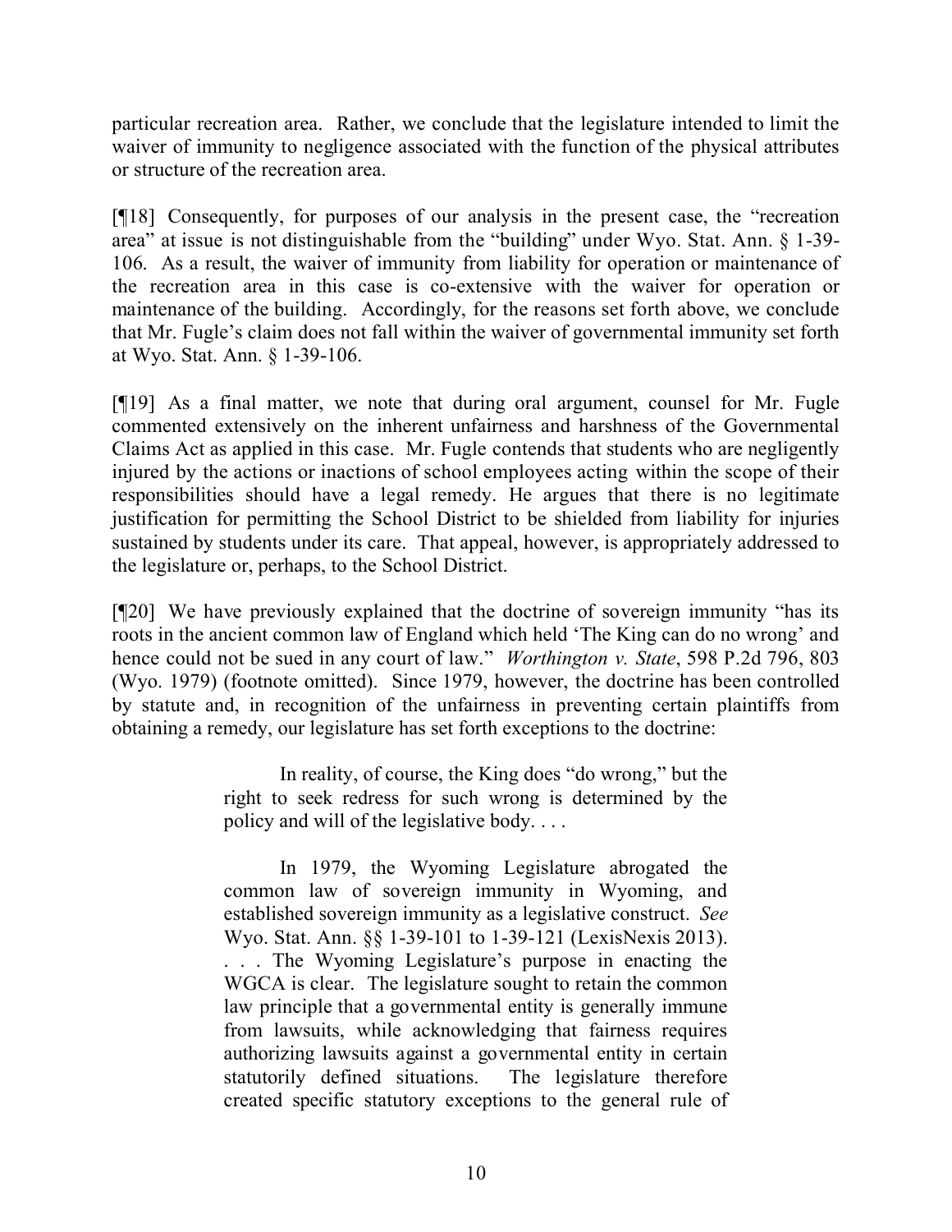particular recreation area. Rather, we conclude that the legislature intended to limit the waiver of immunity to negligence associated with the function of the physical attributes or structure of the recreation area.

[¶18] Consequently, for purposes of our analysis in the present case, the "recreation area" at issue is not distinguishable from the "building" under Wyo. Stat. Ann. § 1-39-106. As a result, the waiver of immunity from liability for operation or maintenance of the recreation area in this case is co-extensive with the waiver for operation or maintenance of the building. Accordingly, for the reasons set forth above, we conclude that Mr. Fugle's claim does not fall within the waiver of governmental immunity set forth at Wyo. Stat. Ann. § 1-39-106.

[¶19] As a final matter, we note that during oral argument, counsel for Mr. Fugle commented extensively on the inherent unfairness and harshness of the Governmental Claims Act as applied in this case. Mr. Fugle contends that students who are negligently injured by the actions or inactions of school employees acting within the scope of their responsibilities should have a legal remedy. He argues that there is no legitimate justification for permitting the School District to be shielded from liability for injuries sustained by students under its care. That appeal, however, is appropriately addressed to the legislature or, perhaps, to the School District.

[¶20] We have previously explained that the doctrine of sovereign immunity "has its roots in the ancient common law of England which held 'The King can do no wrong' and hence could not be sued in any court of law." *Worthington v. State*, 598 P.2d 796, 803 (Wyo. 1979) (footnote omitted). Since 1979, however, the doctrine has been controlled by statute and, in recognition of the unfairness in preventing certain plaintiffs from obtaining a remedy, our legislature has set forth exceptions to the doctrine:

> In reality, of course, the King does "do wrong," but the right to seek redress for such wrong is determined by the policy and will of the legislative body. . . .
>
> In 1979, the Wyoming Legislature abrogated the common law of sovereign immunity in Wyoming, and established sovereign immunity as a legislative construct. *See* Wyo. Stat. Ann. §§ 1-39-101 to 1-39-121 (LexisNexis 2013). . . . The Wyoming Legislature's purpose in enacting the WGCA is clear. The legislature sought to retain the common law principle that a governmental entity is generally immune from lawsuits, while acknowledging that fairness requires authorizing lawsuits against a governmental entity in certain statutorily defined situations. The legislature therefore created specific statutory exceptions to the general rule of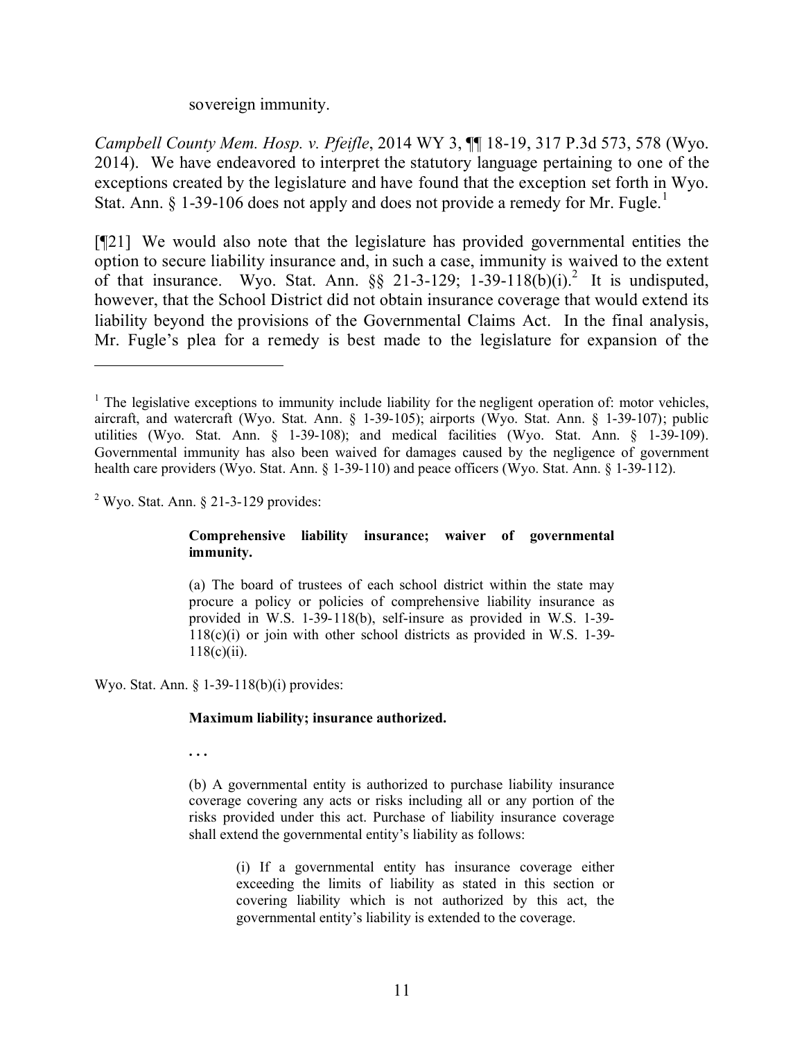sovereign immunity.

*Campbell County Mem. Hosp. v. Pfeifle*, 2014 WY 3, ¶¶ 18-19, 317 P.3d 573, 578 (Wyo. 2014). We have endeavored to interpret the statutory language pertaining to one of the exceptions created by the legislature and have found that the exception set forth in Wyo. Stat. Ann. § 1-39-106 does not apply and does not provide a remedy for Mr. Fugle.[1]

[¶21] We would also note that the legislature has provided governmental entities the option to secure liability insurance and, in such a case, immunity is waived to the extent of that insurance. Wyo. Stat. Ann. §§ 21-3-129; 1-39-118(b)(i).[2] It is undisputed, however, that the School District did not obtain insurance coverage that would extend its liability beyond the provisions of the Governmental Claims Act. In the final analysis, Mr. Fugle's plea for a remedy is best made to the legislature for expansion of the

---

[1] The legislative exceptions to immunity include liability for the negligent operation of: motor vehicles, aircraft, and watercraft (Wyo. Stat. Ann. § 1-39-105); airports (Wyo. Stat. Ann. § 1-39-107); public utilities (Wyo. Stat. Ann. § 1-39-108); and medical facilities (Wyo. Stat. Ann. § 1-39-109). Governmental immunity has also been waived for damages caused by the negligence of government health care providers (Wyo. Stat. Ann. § 1-39-110) and peace officers (Wyo. Stat. Ann. § 1-39-112).

[2] Wyo. Stat. Ann. § 21-3-129 provides:

> **Comprehensive liability insurance; waiver of governmental immunity.**
>
> (a) The board of trustees of each school district within the state may procure a policy or policies of comprehensive liability insurance as provided in W.S. 1-39-118(b), self-insure as provided in W.S. 1-39-118(c)(i) or join with other school districts as provided in W.S. 1-39-118(c)(ii).

Wyo. Stat. Ann. § 1-39-118(b)(i) provides:

> **Maximum liability; insurance authorized.**
>
> . . .
>
> (b) A governmental entity is authorized to purchase liability insurance coverage covering any acts or risks including all or any portion of the risks provided under this act. Purchase of liability insurance coverage shall extend the governmental entity's liability as follows:
>
> > (i) If a governmental entity has insurance coverage either exceeding the limits of liability as stated in this section or covering liability which is not authorized by this act, the governmental entity's liability is extended to the coverage.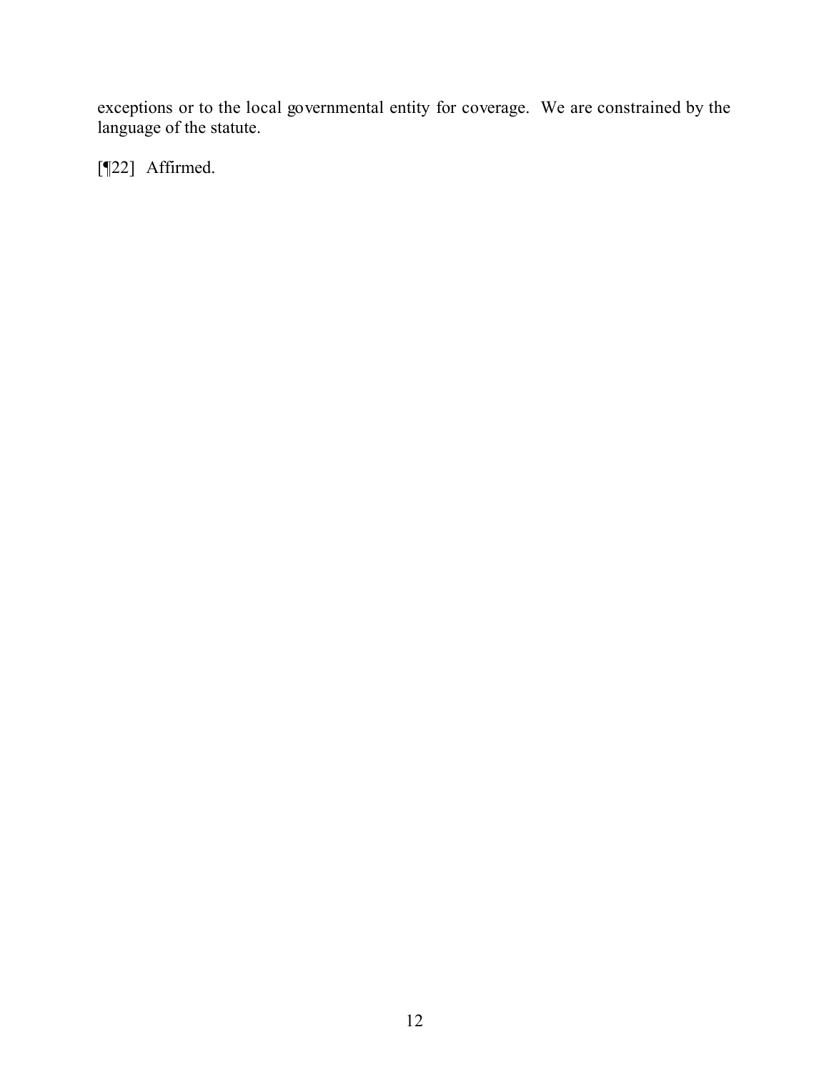exceptions or to the local governmental entity for coverage. We are constrained by the language of the statute.

[¶22] Affirmed.